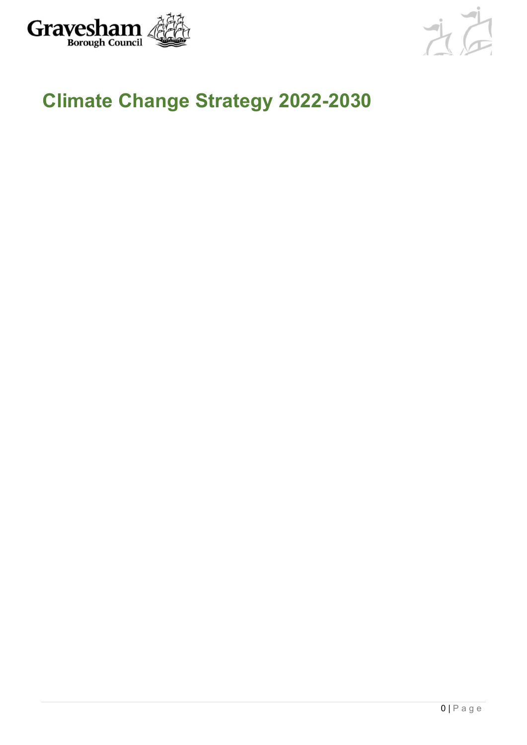# Climate Change Strategy 2022-2030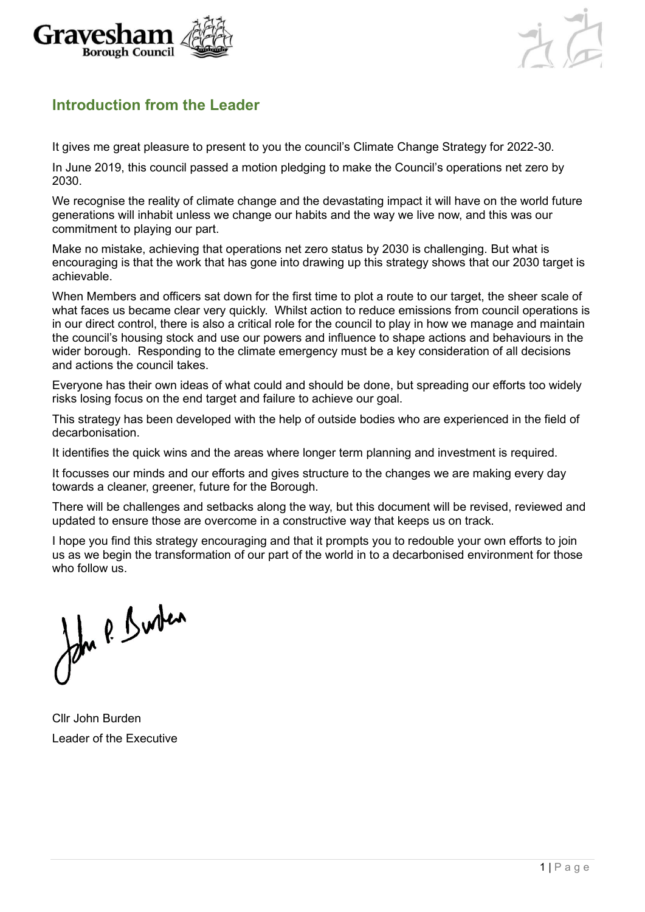## Introduction from the Leader

It gives me great pleasure to present to you the council's Climate Change Strategy for 2022-30.

In June 2019, this council passed a motion pledging to make the Council's operations net zero by 2030.

We recognise the reality of climate change and the devastating impact it will have on the world future generations will inhabit unless we change our habits and the way we live now, and this was our commitment to playing our part.

Make no mistake, achieving that operations net zero status by 2030 is challenging. But what is encouraging is that the work that has gone into drawing up this strategy shows that our 2030 target is achievable.

When Members and officers sat down for the first time to plot a route to our target, the sheer scale of what faces us became clear very quickly. Whilst action to reduce emissions from council operations is in our direct control, there is also a critical role for the council to play in how we manage and maintain the council's housing stock and use our powers and influence to shape actions and behaviours in the wider borough. Responding to the climate emergency must be a key consideration of all decisions and actions the council takes.

Everyone has their own ideas of what could and should be done, but spreading our efforts too widely risks losing focus on the end target and failure to achieve our goal.

This strategy has been developed with the help of outside bodies who are experienced in the field of decarbonisation.

It identifies the quick wins and the areas where longer term planning and investment is required.

It focusses our minds and our efforts and gives structure to the changes we are making every day towards a cleaner, greener, future for the Borough.

There will be challenges and setbacks along the way, but this document will be revised, reviewed and updated to ensure those are overcome in a constructive way that keeps us on track.

I hope you find this strategy encouraging and that it prompts you to redouble your own efforts to join us as we begin the transformation of our part of the world in to a decarbonised environment for those who follow us.

Cllr John Burden
Leader of the Executive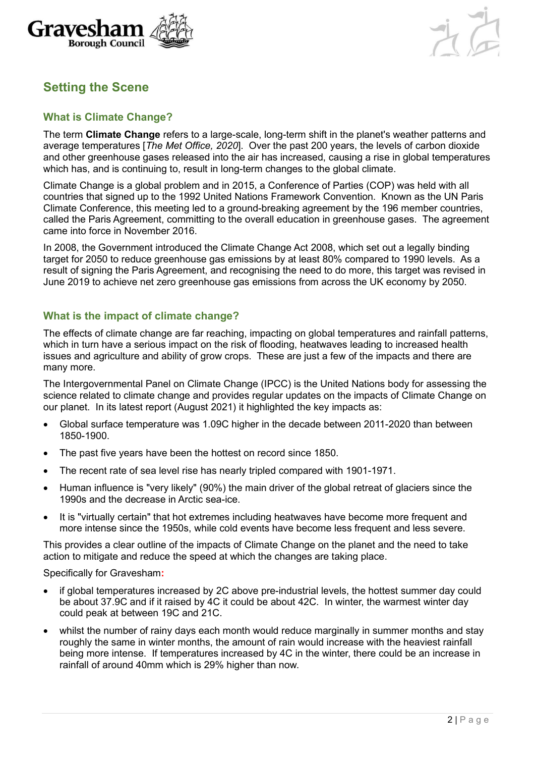## Setting the Scene

### What is Climate Change?

The term **Climate Change** refers to a large-scale, long-term shift in the planet's weather patterns and average temperatures [*The Met Office, 2020*]. Over the past 200 years, the levels of carbon dioxide and other greenhouse gases released into the air has increased, causing a rise in global temperatures which has, and is continuing to, result in long-term changes to the global climate.

Climate Change is a global problem and in 2015, a Conference of Parties (COP) was held with all countries that signed up to the 1992 United Nations Framework Convention. Known as the UN Paris Climate Conference, this meeting led to a ground-breaking agreement by the 196 member countries, called the Paris Agreement, committing to the overall education in greenhouse gases. The agreement came into force in November 2016.

In 2008, the Government introduced the Climate Change Act 2008, which set out a legally binding target for 2050 to reduce greenhouse gas emissions by at least 80% compared to 1990 levels. As a result of signing the Paris Agreement, and recognising the need to do more, this target was revised in June 2019 to achieve net zero greenhouse gas emissions from across the UK economy by 2050.

### What is the impact of climate change?

The effects of climate change are far reaching, impacting on global temperatures and rainfall patterns, which in turn have a serious impact on the risk of flooding, heatwaves leading to increased health issues and agriculture and ability of grow crops. These are just a few of the impacts and there are many more.

The Intergovernmental Panel on Climate Change (IPCC) is the United Nations body for assessing the science related to climate change and provides regular updates on the impacts of Climate Change on our planet. In its latest report (August 2021) it highlighted the key impacts as:

- Global surface temperature was 1.09C higher in the decade between 2011-2020 than between 1850-1900.
- The past five years have been the hottest on record since 1850.
- The recent rate of sea level rise has nearly tripled compared with 1901-1971.
- Human influence is "very likely" (90%) the main driver of the global retreat of glaciers since the 1990s and the decrease in Arctic sea-ice.
- It is "virtually certain" that hot extremes including heatwaves have become more frequent and more intense since the 1950s, while cold events have become less frequent and less severe.

This provides a clear outline of the impacts of Climate Change on the planet and the need to take action to mitigate and reduce the speed at which the changes are taking place.

Specifically for Gravesham:

- if global temperatures increased by 2C above pre-industrial levels, the hottest summer day could be about 37.9C and if it raised by 4C it could be about 42C. In winter, the warmest winter day could peak at between 19C and 21C.
- whilst the number of rainy days each month would reduce marginally in summer months and stay roughly the same in winter months, the amount of rain would increase with the heaviest rainfall being more intense. If temperatures increased by 4C in the winter, there could be an increase in rainfall of around 40mm which is 29% higher than now.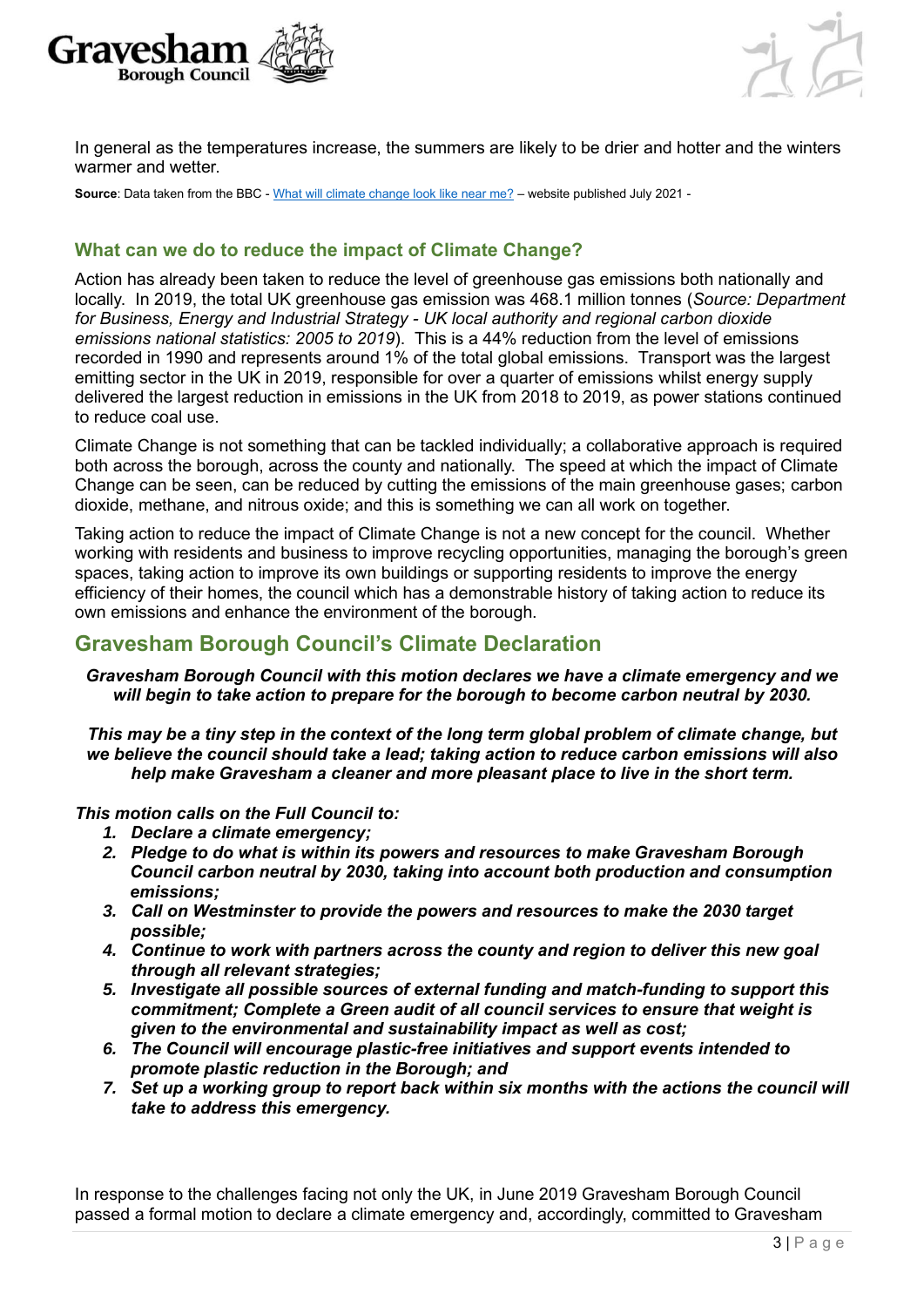In general as the temperatures increase, the summers are likely to be drier and hotter and the winters warmer and wetter.

**Source**: Data taken from the BBC - What will climate change look like near me? – website published July 2021 -

### What can we do to reduce the impact of Climate Change?

Action has already been taken to reduce the level of greenhouse gas emissions both nationally and locally. In 2019, the total UK greenhouse gas emission was 468.1 million tonnes (*Source: Department for Business, Energy and Industrial Strategy - UK local authority and regional carbon dioxide emissions national statistics: 2005 to 2019*). This is a 44% reduction from the level of emissions recorded in 1990 and represents around 1% of the total global emissions. Transport was the largest emitting sector in the UK in 2019, responsible for over a quarter of emissions whilst energy supply delivered the largest reduction in emissions in the UK from 2018 to 2019, as power stations continued to reduce coal use.

Climate Change is not something that can be tackled individually; a collaborative approach is required both across the borough, across the county and nationally. The speed at which the impact of Climate Change can be seen, can be reduced by cutting the emissions of the main greenhouse gases; carbon dioxide, methane, and nitrous oxide; and this is something we can all work on together.

Taking action to reduce the impact of Climate Change is not a new concept for the council. Whether working with residents and business to improve recycling opportunities, managing the borough's green spaces, taking action to improve its own buildings or supporting residents to improve the energy efficiency of their homes, the council which has a demonstrable history of taking action to reduce its own emissions and enhance the environment of the borough.

## Gravesham Borough Council's Climate Declaration

***Gravesham Borough Council with this motion declares we have a climate emergency and we will begin to take action to prepare for the borough to become carbon neutral by 2030.***

***This may be a tiny step in the context of the long term global problem of climate change, but we believe the council should take a lead; taking action to reduce carbon emissions will also help make Gravesham a cleaner and more pleasant place to live in the short term.***

***This motion calls on the Full Council to:***

1. ***Declare a climate emergency;***
2. ***Pledge to do what is within its powers and resources to make Gravesham Borough Council carbon neutral by 2030, taking into account both production and consumption emissions;***
3. ***Call on Westminster to provide the powers and resources to make the 2030 target possible;***
4. ***Continue to work with partners across the county and region to deliver this new goal through all relevant strategies;***
5. ***Investigate all possible sources of external funding and match-funding to support this commitment; Complete a Green audit of all council services to ensure that weight is given to the environmental and sustainability impact as well as cost;***
6. ***The Council will encourage plastic-free initiatives and support events intended to promote plastic reduction in the Borough; and***
7. ***Set up a working group to report back within six months with the actions the council will take to address this emergency.***

In response to the challenges facing not only the UK, in June 2019 Gravesham Borough Council passed a formal motion to declare a climate emergency and, accordingly, committed to Gravesham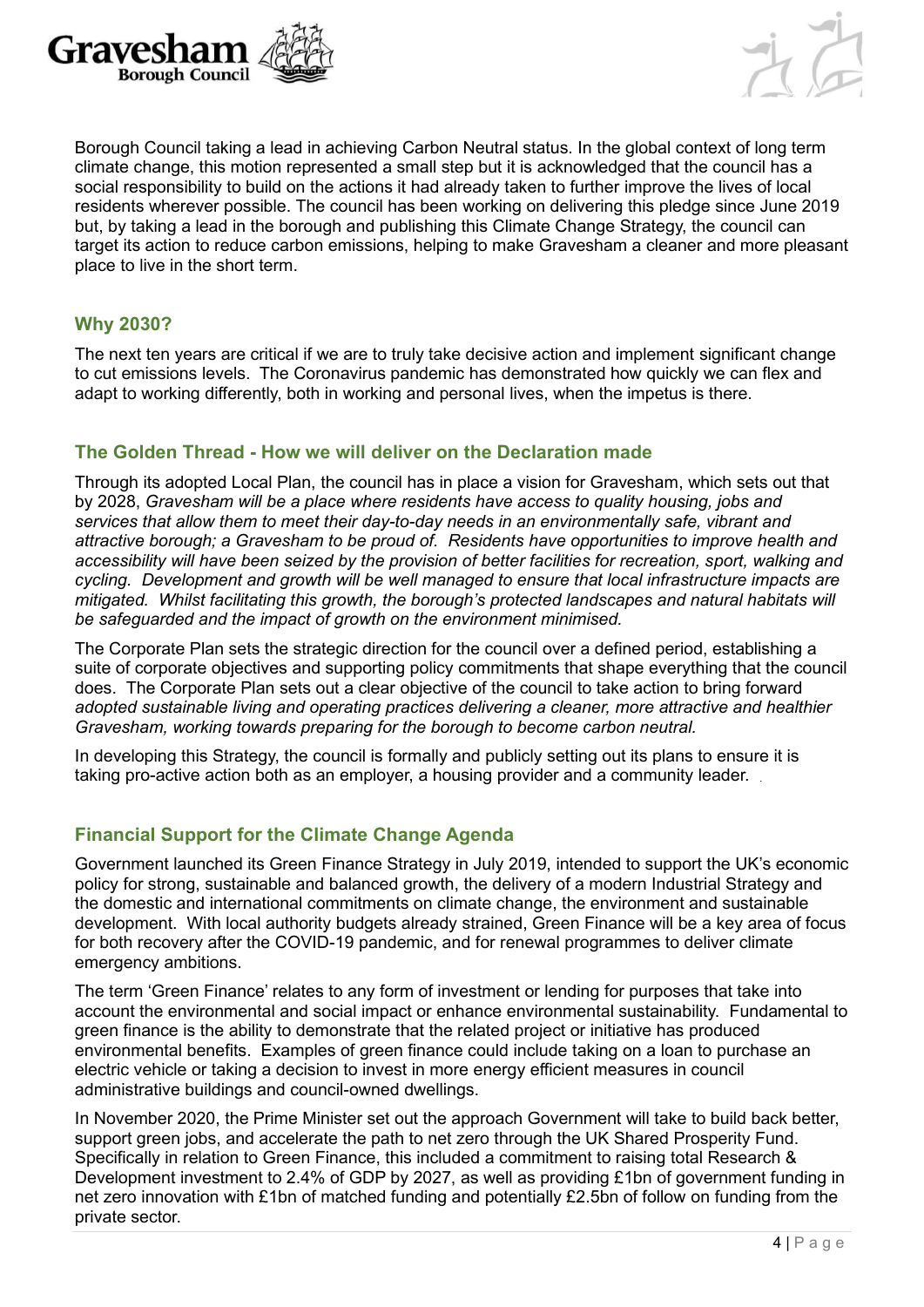Borough Council taking a lead in achieving Carbon Neutral status. In the global context of long term climate change, this motion represented a small step but it is acknowledged that the council has a social responsibility to build on the actions it had already taken to further improve the lives of local residents wherever possible. The council has been working on delivering this pledge since June 2019 but, by taking a lead in the borough and publishing this Climate Change Strategy, the council can target its action to reduce carbon emissions, helping to make Gravesham a cleaner and more pleasant place to live in the short term.

## Why 2030?

The next ten years are critical if we are to truly take decisive action and implement significant change to cut emissions levels. The Coronavirus pandemic has demonstrated how quickly we can flex and adapt to working differently, both in working and personal lives, when the impetus is there.

## The Golden Thread - How we will deliver on the Declaration made

Through its adopted Local Plan, the council has in place a vision for Gravesham, which sets out that by 2028, *Gravesham will be a place where residents have access to quality housing, jobs and services that allow them to meet their day-to-day needs in an environmentally safe, vibrant and attractive borough; a Gravesham to be proud of. Residents have opportunities to improve health and accessibility will have been seized by the provision of better facilities for recreation, sport, walking and cycling. Development and growth will be well managed to ensure that local infrastructure impacts are mitigated. Whilst facilitating this growth, the borough's protected landscapes and natural habitats will be safeguarded and the impact of growth on the environment minimised.*

The Corporate Plan sets the strategic direction for the council over a defined period, establishing a suite of corporate objectives and supporting policy commitments that shape everything that the council does. The Corporate Plan sets out a clear objective of the council to take action to bring forward *adopted sustainable living and operating practices delivering a cleaner, more attractive and healthier Gravesham, working towards preparing for the borough to become carbon neutral.*

In developing this Strategy, the council is formally and publicly setting out its plans to ensure it is taking pro-active action both as an employer, a housing provider and a community leader.

## Financial Support for the Climate Change Agenda

Government launched its Green Finance Strategy in July 2019, intended to support the UK's economic policy for strong, sustainable and balanced growth, the delivery of a modern Industrial Strategy and the domestic and international commitments on climate change, the environment and sustainable development. With local authority budgets already strained, Green Finance will be a key area of focus for both recovery after the COVID-19 pandemic, and for renewal programmes to deliver climate emergency ambitions.

The term 'Green Finance' relates to any form of investment or lending for purposes that take into account the environmental and social impact or enhance environmental sustainability. Fundamental to green finance is the ability to demonstrate that the related project or initiative has produced environmental benefits. Examples of green finance could include taking on a loan to purchase an electric vehicle or taking a decision to invest in more energy efficient measures in council administrative buildings and council-owned dwellings.

In November 2020, the Prime Minister set out the approach Government will take to build back better, support green jobs, and accelerate the path to net zero through the UK Shared Prosperity Fund. Specifically in relation to Green Finance, this included a commitment to raising total Research & Development investment to 2.4% of GDP by 2027, as well as providing £1bn of government funding in net zero innovation with £1bn of matched funding and potentially £2.5bn of follow on funding from the private sector.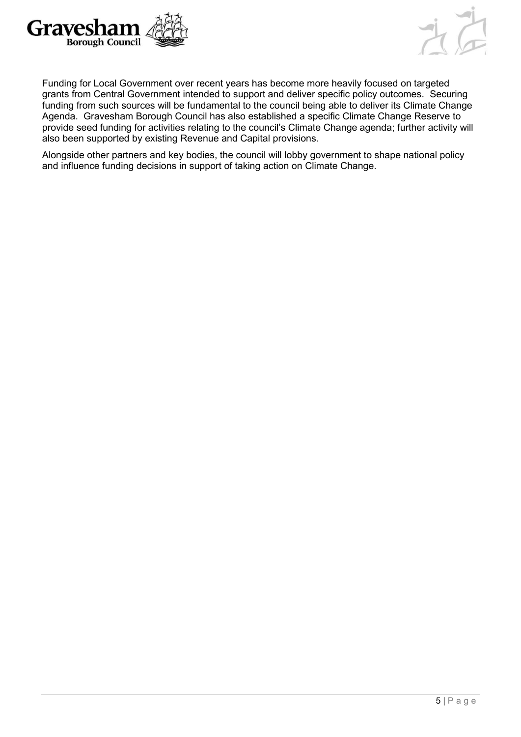Funding for Local Government over recent years has become more heavily focused on targeted grants from Central Government intended to support and deliver specific policy outcomes. Securing funding from such sources will be fundamental to the council being able to deliver its Climate Change Agenda. Gravesham Borough Council has also established a specific Climate Change Reserve to provide seed funding for activities relating to the council's Climate Change agenda; further activity will also been supported by existing Revenue and Capital provisions.

Alongside other partners and key bodies, the council will lobby government to shape national policy and influence funding decisions in support of taking action on Climate Change.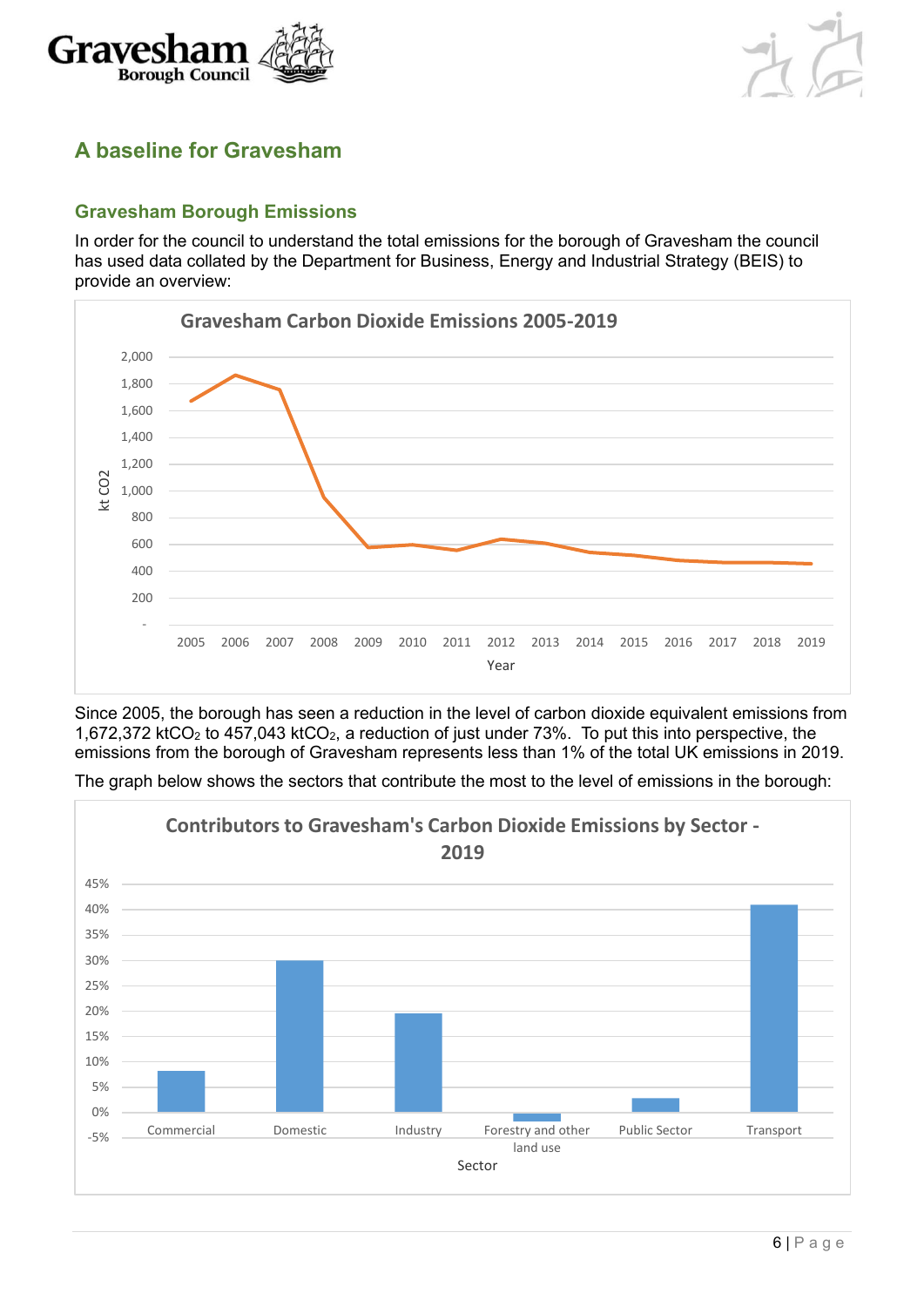## A baseline for Gravesham

### Gravesham Borough Emissions

In order for the council to understand the total emissions for the borough of Gravesham the council has used data collated by the Department for Business, Energy and Industrial Strategy (BEIS) to provide an overview:

Gravesham Carbon Dioxide Emissions 2005-2019

kt CO2

2,000
1,800
1,600
1,400
1,200
1,000
800
600
400
200
-

2005 2006 2007 2008 2009 2010 2011 2012 2013 2014 2015 2016 2017 2018 2019

Year

Since 2005, the borough has seen a reduction in the level of carbon dioxide equivalent emissions from 1,672,372 kt$CO_2$ to 457,043 kt$CO_2$, a reduction of just under 73%. To put this into perspective, the emissions from the borough of Gravesham represents less than 1% of the total UK emissions in 2019.

The graph below shows the sectors that contribute the most to the level of emissions in the borough:

Contributors to Gravesham's Carbon Dioxide Emissions by Sector - 2019

45%
40%
35%
30%
25%
20%
15%
10%
5%
0%
-5%

Commercial
Domestic
Industry
Forestry and other land use
Public Sector
Transport

Sector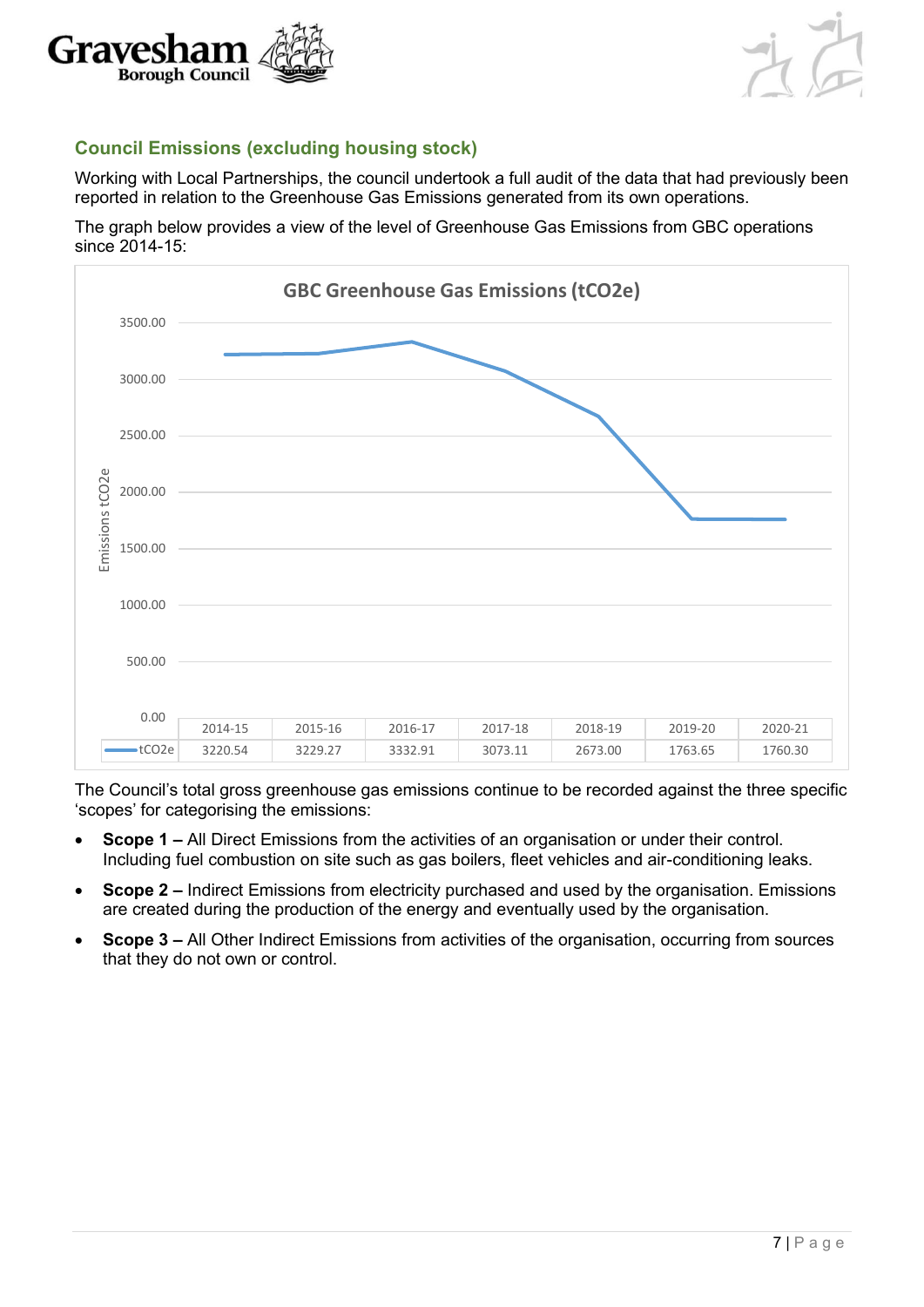## Council Emissions (excluding housing stock)

Working with Local Partnerships, the council undertook a full audit of the data that had previously been reported in relation to the Greenhouse Gas Emissions generated from its own operations.

The graph below provides a view of the level of Greenhouse Gas Emissions from GBC operations since 2014-15:

GBC Greenhouse Gas Emissions (tCO2e)

Emissions tCO2e

3500.00
3000.00
2500.00
2000.00
1500.00
1000.00
500.00
0.00

2014-15 2015-16 2016-17 2017-18 2018-19 2019-20 2020-21

tCO2e 3220.54 3229.27 3332.91 3073.11 2673.00 1763.65 1760.30

The Council's total gross greenhouse gas emissions continue to be recorded against the three specific 'scopes' for categorising the emissions:

- **Scope 1 –** All Direct Emissions from the activities of an organisation or under their control. Including fuel combustion on site such as gas boilers, fleet vehicles and air-conditioning leaks.
- **Scope 2 –** Indirect Emissions from electricity purchased and used by the organisation. Emissions are created during the production of the energy and eventually used by the organisation.
- **Scope 3 –** All Other Indirect Emissions from activities of the organisation, occurring from sources that they do not own or control.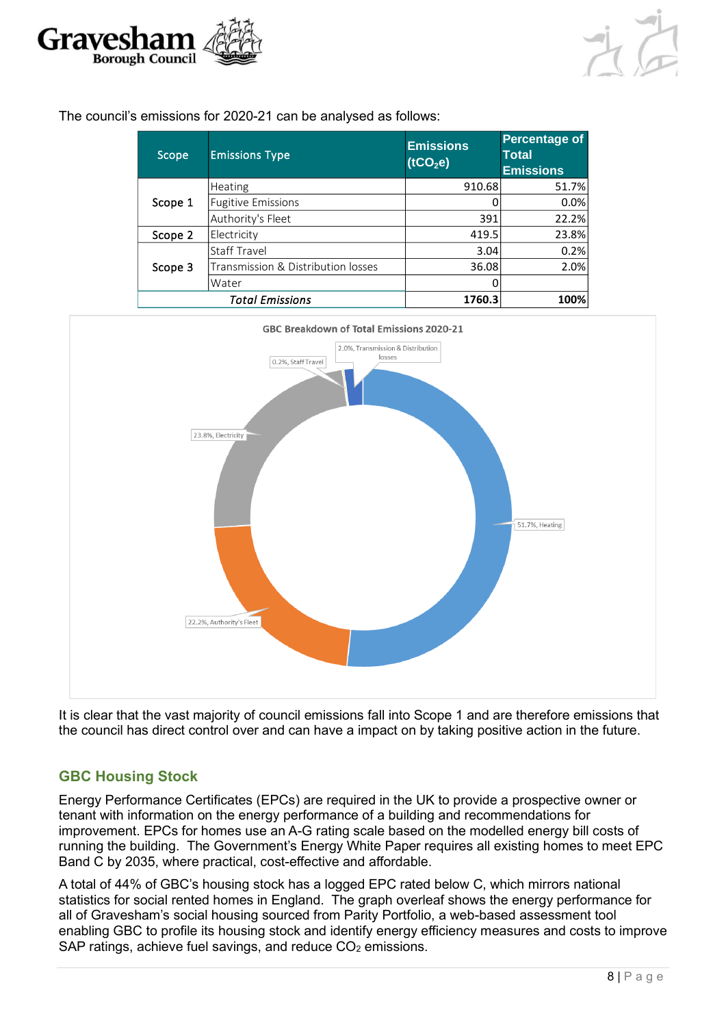The council's emissions for 2020-21 can be analysed as follows:

| Scope | Emissions Type | Emissions ($tCO_2e$) | Percentage of Total Emissions |
|---|---|---|---|
| Scope 1 | Heating | 910.68 | 51.7% |
| | Fugitive Emissions | 0 | 0.0% |
| | Authority's Fleet | 391 | 22.2% |
| Scope 2 | Electricity | 419.5 | 23.8% |
| Scope 3 | Staff Travel | 3.04 | 0.2% |
| | Transmission & Distribution losses | 36.08 | 2.0% |
| | Water | 0 | |
| *Total Emissions* | | **1760.3** | **100%** |

GBC Breakdown of Total Emissions 2020-21

2.0%, Transmission & Distribution losses

0.2%, Staff Travel

23.8%, Electricity

51.7%, Heating

22.2%, Authority's Fleet

It is clear that the vast majority of council emissions fall into Scope 1 and are therefore emissions that the council has direct control over and can have a impact on by taking positive action in the future.

## GBC Housing Stock

Energy Performance Certificates (EPCs) are required in the UK to provide a prospective owner or tenant with information on the energy performance of a building and recommendations for improvement. EPCs for homes use an A-G rating scale based on the modelled energy bill costs of running the building. The Government's Energy White Paper requires all existing homes to meet EPC Band C by 2035, where practical, cost-effective and affordable.

A total of 44% of GBC's housing stock has a logged EPC rated below C, which mirrors national statistics for social rented homes in England. The graph overleaf shows the energy performance for all of Gravesham's social housing sourced from Parity Portfolio, a web-based assessment tool enabling GBC to profile its housing stock and identify energy efficiency measures and costs to improve SAP ratings, achieve fuel savings, and reduce $CO_2$ emissions.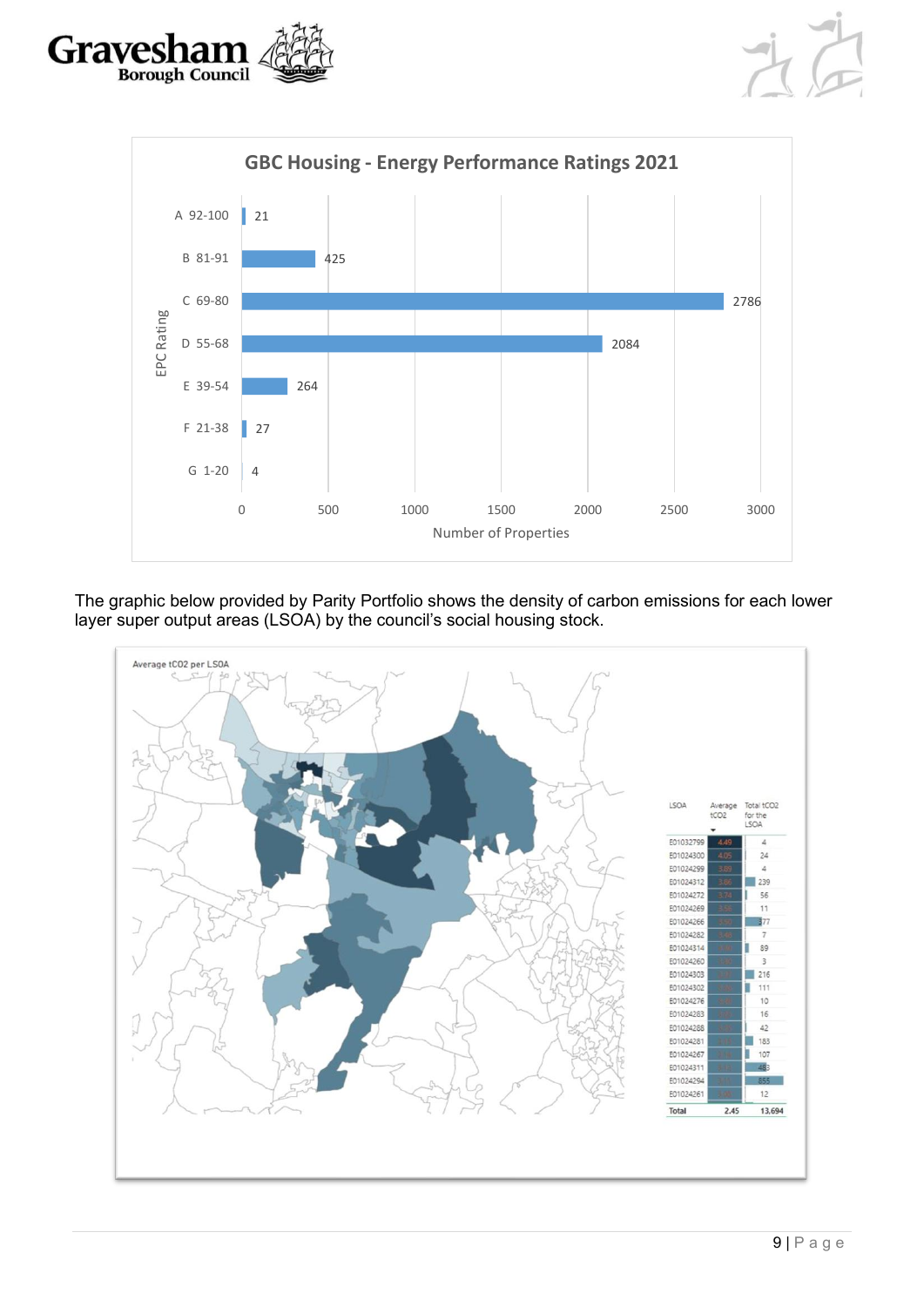GBC Housing - Energy Performance Ratings 2021

EPC Rating

A 92-100
B 81-91
C 69-80
D 55-68
E 39-54
F 21-38
G 1-20

21
425
2786
2084
264
27
4

0
500
1000
1500
2000
2500
3000

Number of Properties

The graphic below provided by Parity Portfolio shows the density of carbon emissions for each lower layer super output areas (LSOA) by the council's social housing stock.

Average tCO2 per LSOA

LSOA
Average tCO2
Total tCO2 for the LSOA

E01032799 4.49 4
E01024300 4.05 24
E01024299 3.89 4
E01024312 3.86 239
E01024272 3.74 56
E01024269 3.56 11
E01024266 377
E01024282 7
E01024314 89
E01024260 3
E01024303 216
E01024302 111
E01024276 10
E01024283 16
E01024288 42
E01024281 183
E01024267 107
E01024311 483
E01024294 855
E01024261 12

Total 2.45 13,694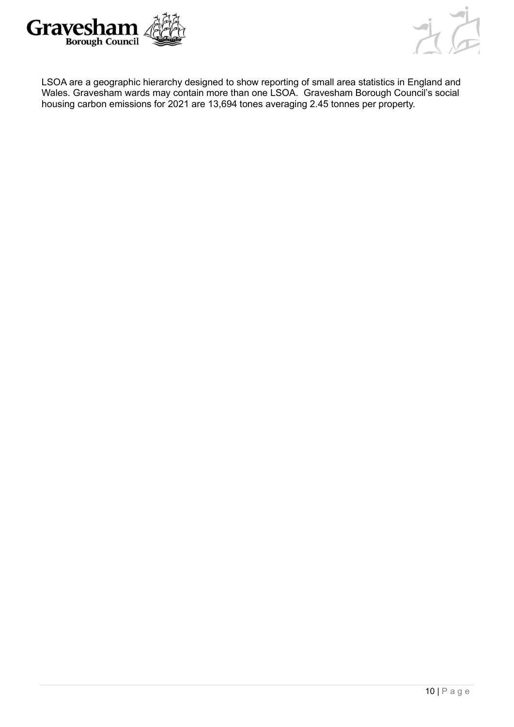LSOA are a geographic hierarchy designed to show reporting of small area statistics in England and Wales. Gravesham wards may contain more than one LSOA. Gravesham Borough Council's social housing carbon emissions for 2021 are 13,694 tones averaging 2.45 tonnes per property.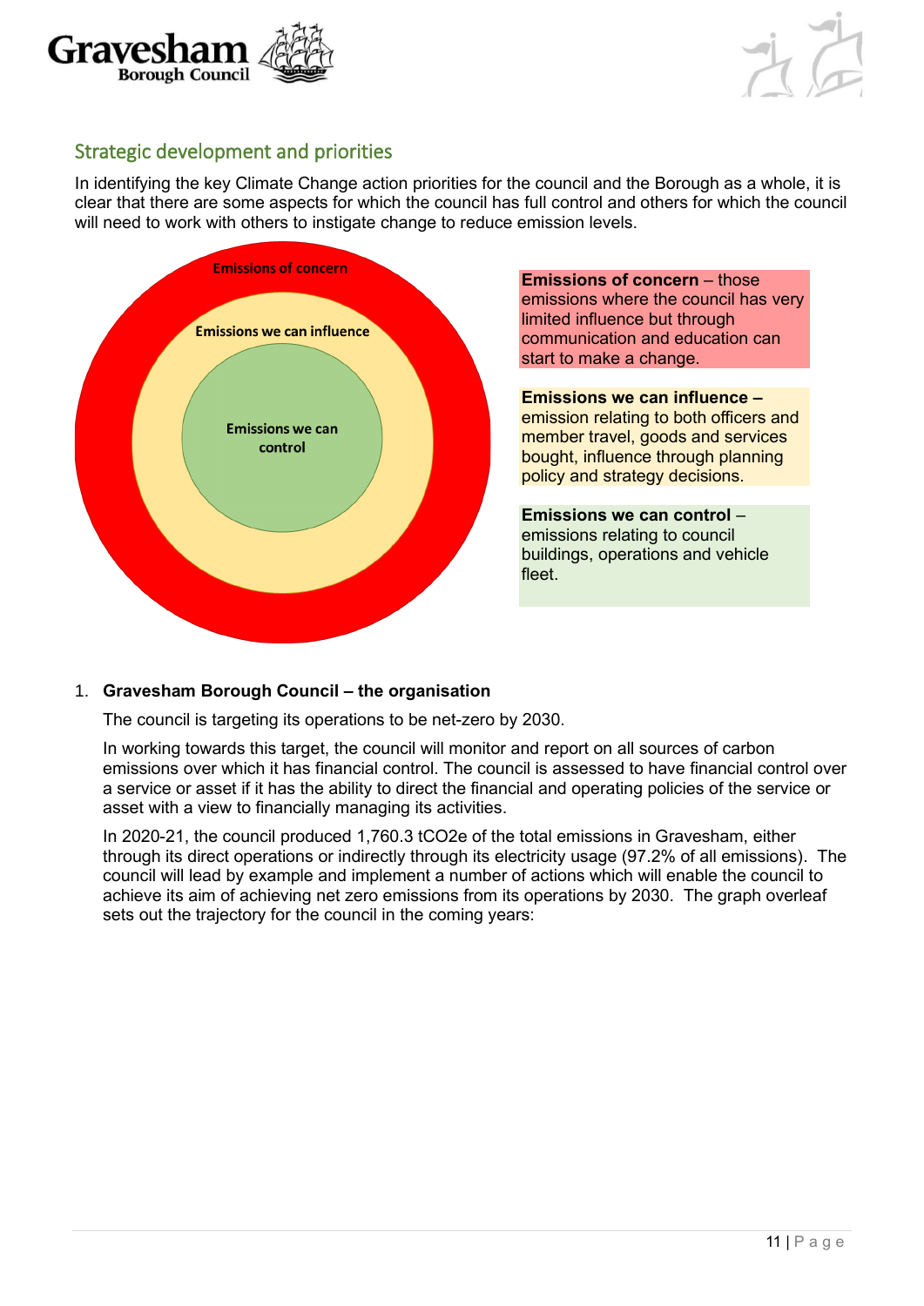## Strategic development and priorities

In identifying the key Climate Change action priorities for the council and the Borough as a whole, it is clear that there are some aspects for which the council has full control and others for which the council will need to work with others to instigate change to reduce emission levels.

Emissions of concern

Emissions we can influence

Emissions we can control

**Emissions of concern** – those emissions where the council has very limited influence but through communication and education can start to make a change.

**Emissions we can influence** – emission relating to both officers and member travel, goods and services bought, influence through planning policy and strategy decisions.

**Emissions we can control** – emissions relating to council buildings, operations and vehicle fleet.

1. **Gravesham Borough Council – the organisation**

   The council is targeting its operations to be net-zero by 2030.

   In working towards this target, the council will monitor and report on all sources of carbon emissions over which it has financial control. The council is assessed to have financial control over a service or asset if it has the ability to direct the financial and operating policies of the service or asset with a view to financially managing its activities.

   In 2020-21, the council produced 1,760.3 tCO2e of the total emissions in Gravesham, either through its direct operations or indirectly through its electricity usage (97.2% of all emissions). The council will lead by example and implement a number of actions which will enable the council to achieve its aim of achieving net zero emissions from its operations by 2030. The graph overleaf sets out the trajectory for the council in the coming years: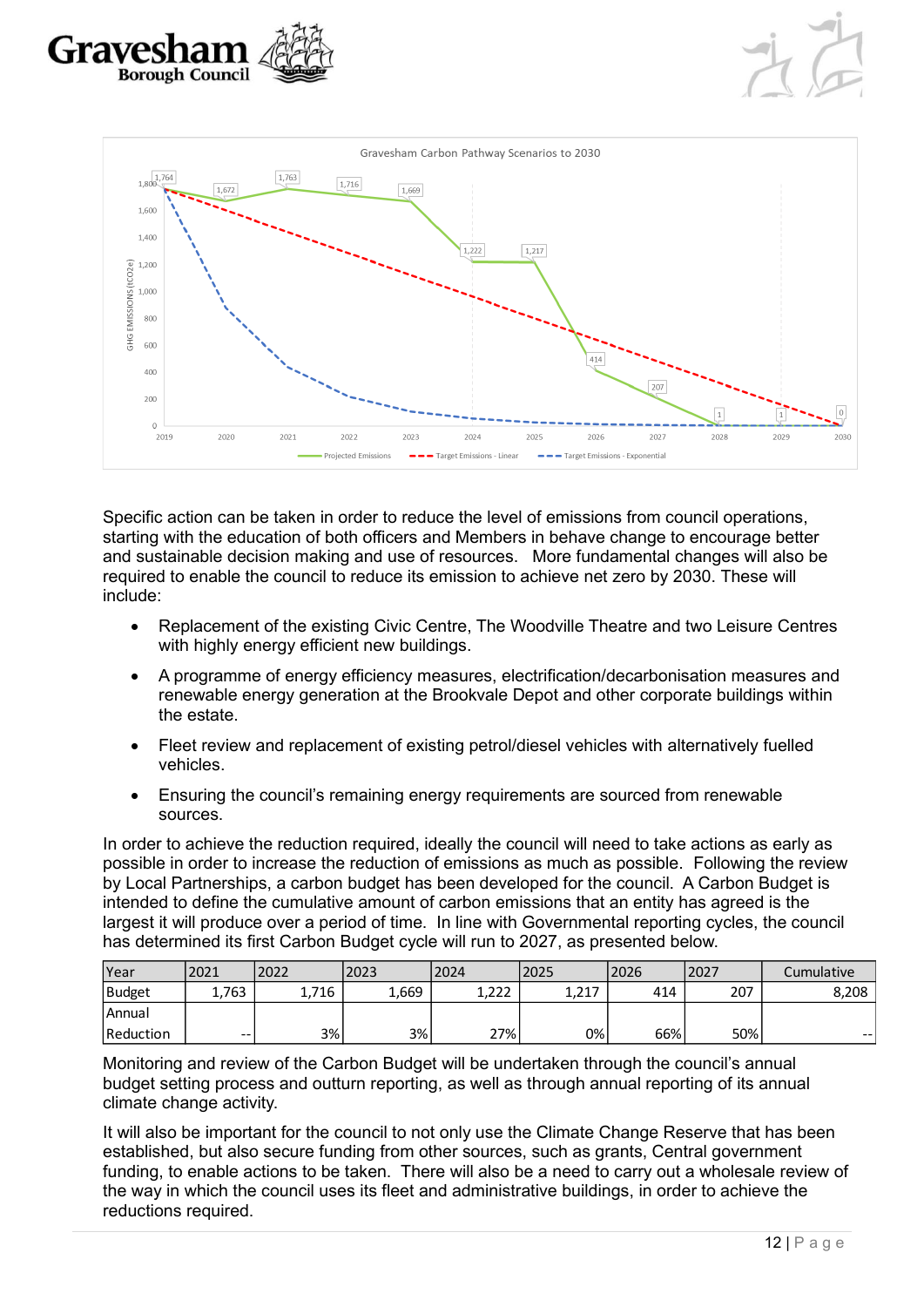Gravesham Carbon Pathway Scenarios to 2030

GHG EMISSIONS (tCO2e)

1,800
1,600
1,400
1,200
1,000
800
600
400
200
0

2019 2020 2021 2022 2023 2024 2025 2026 2027 2028 2029 2030

1,764
1,672
1,763
1,716
1,669
1,222
1,217
414
207
1
1
0

Projected Emissions
Target Emissions - Linear
Target Emissions - Exponential

Specific action can be taken in order to reduce the level of emissions from council operations, starting with the education of both officers and Members in behave change to encourage better and sustainable decision making and use of resources. More fundamental changes will also be required to enable the council to reduce its emission to achieve net zero by 2030. These will include:

- Replacement of the existing Civic Centre, The Woodville Theatre and two Leisure Centres with highly energy efficient new buildings.
- A programme of energy efficiency measures, electrification/decarbonisation measures and renewable energy generation at the Brookvale Depot and other corporate buildings within the estate.
- Fleet review and replacement of existing petrol/diesel vehicles with alternatively fuelled vehicles.
- Ensuring the council's remaining energy requirements are sourced from renewable sources.

In order to achieve the reduction required, ideally the council will need to take actions as early as possible in order to increase the reduction of emissions as much as possible. Following the review by Local Partnerships, a carbon budget has been developed for the council. A Carbon Budget is intended to define the cumulative amount of carbon emissions that an entity has agreed is the largest it will produce over a period of time. In line with Governmental reporting cycles, the council has determined its first Carbon Budget cycle will run to 2027, as presented below.

| Year | 2021 | 2022 | 2023 | 2024 | 2025 | 2026 | 2027 | Cumulative |
|---|---|---|---|---|---|---|---|---|
| Budget | 1,763 | 1,716 | 1,669 | 1,222 | 1,217 | 414 | 207 | 8,208 |
| Annual Reduction | -- | 3% | 3% | 27% | 0% | 66% | 50% | -- |

Monitoring and review of the Carbon Budget will be undertaken through the council's annual budget setting process and outturn reporting, as well as through annual reporting of its annual climate change activity.

It will also be important for the council to not only use the Climate Change Reserve that has been established, but also secure funding from other sources, such as grants, Central government funding, to enable actions to be taken. There will also be a need to carry out a wholesale review of the way in which the council uses its fleet and administrative buildings, in order to achieve the reductions required.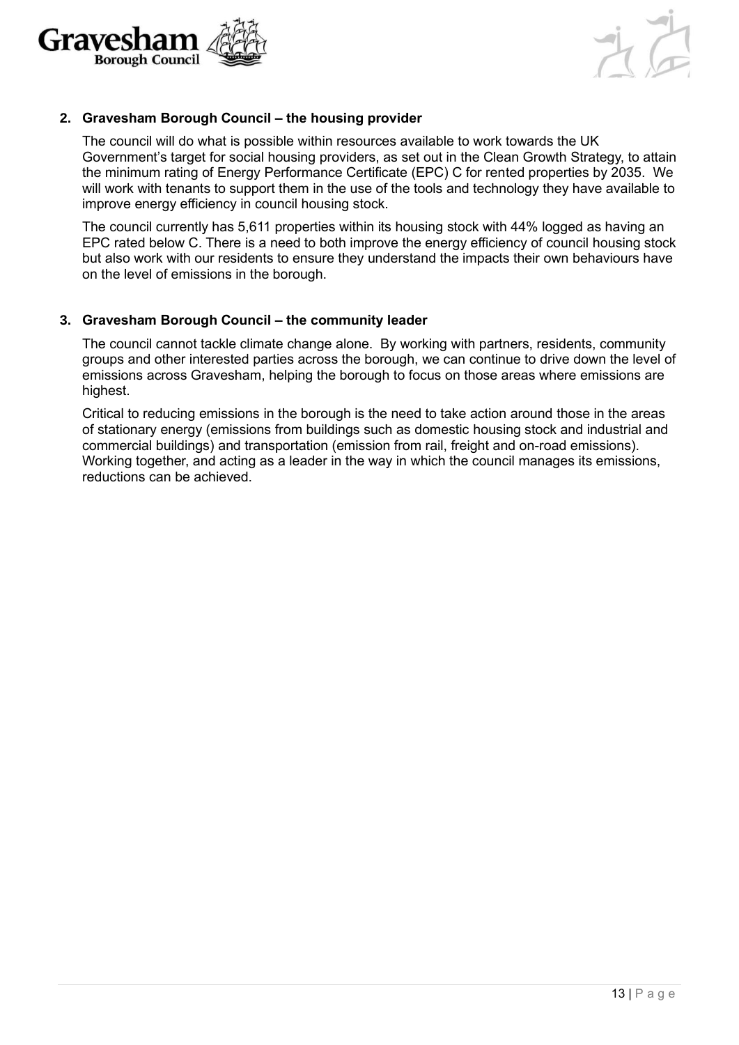## 2. Gravesham Borough Council – the housing provider

The council will do what is possible within resources available to work towards the UK Government's target for social housing providers, as set out in the Clean Growth Strategy, to attain the minimum rating of Energy Performance Certificate (EPC) C for rented properties by 2035. We will work with tenants to support them in the use of the tools and technology they have available to improve energy efficiency in council housing stock.

The council currently has 5,611 properties within its housing stock with 44% logged as having an EPC rated below C. There is a need to both improve the energy efficiency of council housing stock but also work with our residents to ensure they understand the impacts their own behaviours have on the level of emissions in the borough.

## 3. Gravesham Borough Council – the community leader

The council cannot tackle climate change alone. By working with partners, residents, community groups and other interested parties across the borough, we can continue to drive down the level of emissions across Gravesham, helping the borough to focus on those areas where emissions are highest.

Critical to reducing emissions in the borough is the need to take action around those in the areas of stationary energy (emissions from buildings such as domestic housing stock and industrial and commercial buildings) and transportation (emission from rail, freight and on-road emissions). Working together, and acting as a leader in the way in which the council manages its emissions, reductions can be achieved.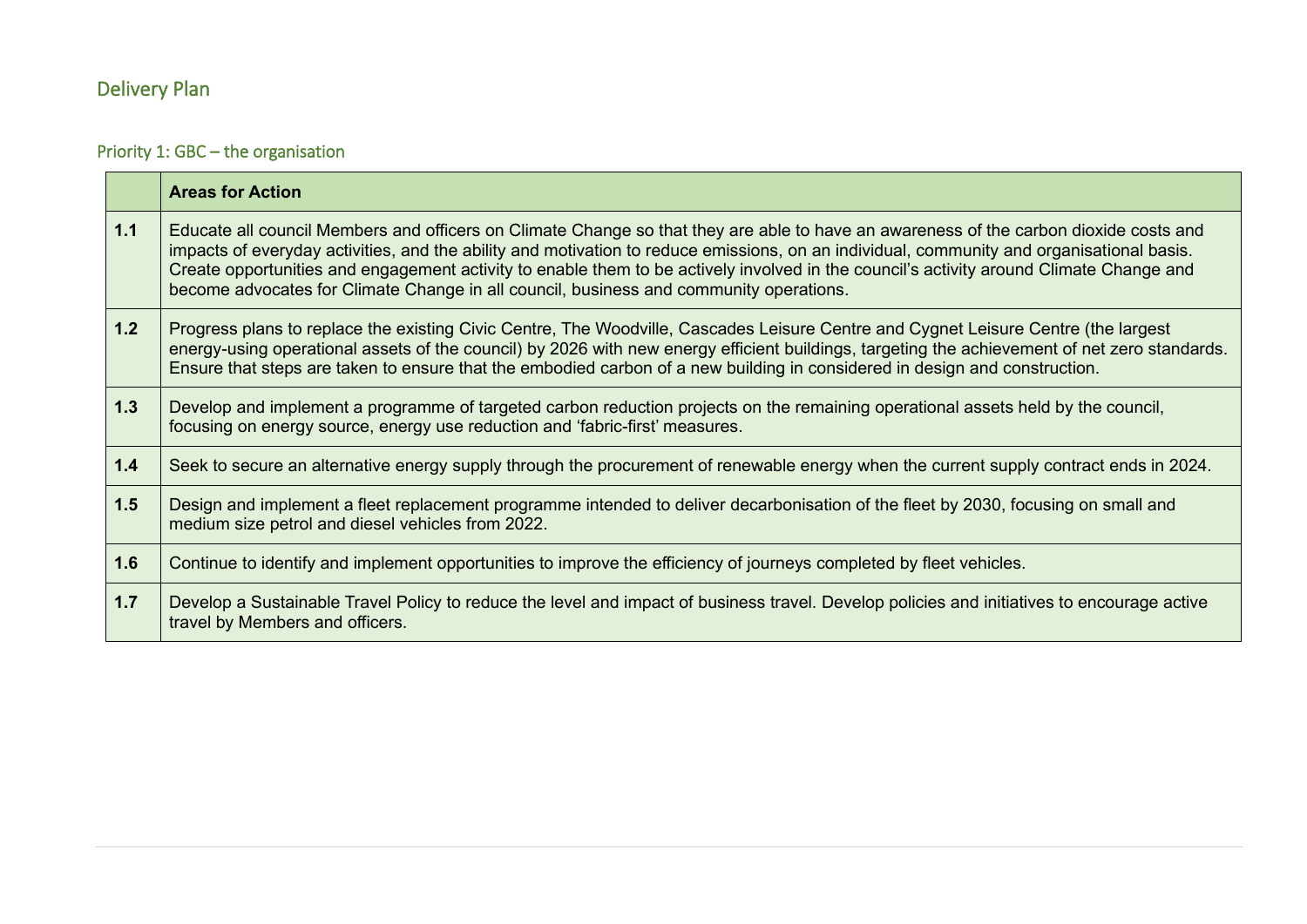## Delivery Plan

### Priority 1: GBC – the organisation

| | **Areas for Action** |
|---|---|
| **1.1** | Educate all council Members and officers on Climate Change so that they are able to have an awareness of the carbon dioxide costs and impacts of everyday activities, and the ability and motivation to reduce emissions, on an individual, community and organisational basis. Create opportunities and engagement activity to enable them to be actively involved in the council's activity around Climate Change and become advocates for Climate Change in all council, business and community operations. |
| **1.2** | Progress plans to replace the existing Civic Centre, The Woodville, Cascades Leisure Centre and Cygnet Leisure Centre (the largest energy-using operational assets of the council) by 2026 with new energy efficient buildings, targeting the achievement of net zero standards. Ensure that steps are taken to ensure that the embodied carbon of a new building in considered in design and construction. |
| **1.3** | Develop and implement a programme of targeted carbon reduction projects on the remaining operational assets held by the council, focusing on energy source, energy use reduction and 'fabric-first' measures. |
| **1.4** | Seek to secure an alternative energy supply through the procurement of renewable energy when the current supply contract ends in 2024. |
| **1.5** | Design and implement a fleet replacement programme intended to deliver decarbonisation of the fleet by 2030, focusing on small and medium size petrol and diesel vehicles from 2022. |
| **1.6** | Continue to identify and implement opportunities to improve the efficiency of journeys completed by fleet vehicles. |
| **1.7** | Develop a Sustainable Travel Policy to reduce the level and impact of business travel. Develop policies and initiatives to encourage active travel by Members and officers. |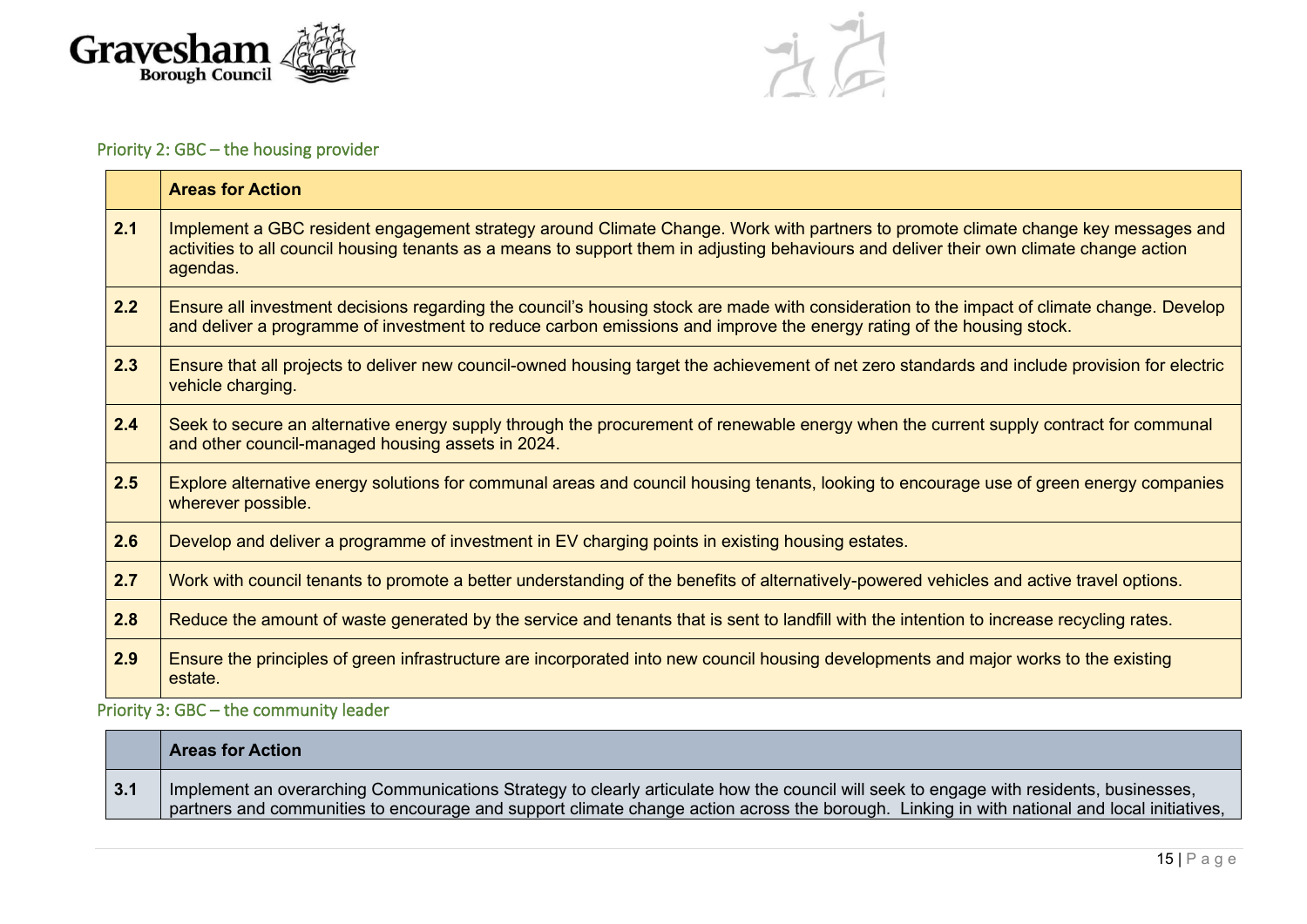## Priority 2: GBC – the housing provider

| | Areas for Action |
|---|---|
| **2.1** | Implement a GBC resident engagement strategy around Climate Change. Work with partners to promote climate change key messages and activities to all council housing tenants as a means to support them in adjusting behaviours and deliver their own climate change action agendas. |
| **2.2** | Ensure all investment decisions regarding the council's housing stock are made with consideration to the impact of climate change. Develop and deliver a programme of investment to reduce carbon emissions and improve the energy rating of the housing stock. |
| **2.3** | Ensure that all projects to deliver new council-owned housing target the achievement of net zero standards and include provision for electric vehicle charging. |
| **2.4** | Seek to secure an alternative energy supply through the procurement of renewable energy when the current supply contract for communal and other council-managed housing assets in 2024. |
| **2.5** | Explore alternative energy solutions for communal areas and council housing tenants, looking to encourage use of green energy companies wherever possible. |
| **2.6** | Develop and deliver a programme of investment in EV charging points in existing housing estates. |
| **2.7** | Work with council tenants to promote a better understanding of the benefits of alternatively-powered vehicles and active travel options. |
| **2.8** | Reduce the amount of waste generated by the service and tenants that is sent to landfill with the intention to increase recycling rates. |
| **2.9** | Ensure the principles of green infrastructure are incorporated into new council housing developments and major works to the existing estate. |

## Priority 3: GBC – the community leader

| | Areas for Action |
|---|---|
| **3.1** | Implement an overarching Communications Strategy to clearly articulate how the council will seek to engage with residents, businesses, partners and communities to encourage and support climate change action across the borough. Linking in with national and local initiatives, |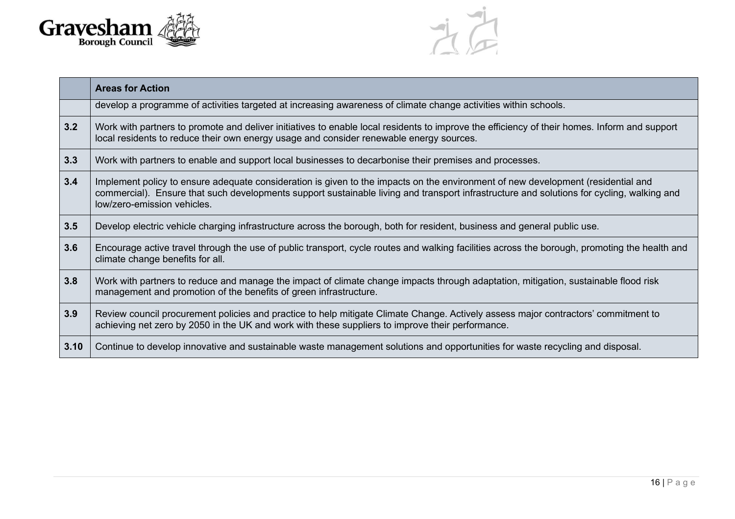| | Areas for Action |
|---|---|
| | develop a programme of activities targeted at increasing awareness of climate change activities within schools. |
| **3.2** | Work with partners to promote and deliver initiatives to enable local residents to improve the efficiency of their homes. Inform and support local residents to reduce their own energy usage and consider renewable energy sources. |
| **3.3** | Work with partners to enable and support local businesses to decarbonise their premises and processes. |
| **3.4** | Implement policy to ensure adequate consideration is given to the impacts on the environment of new development (residential and commercial). Ensure that such developments support sustainable living and transport infrastructure and solutions for cycling, walking and low/zero-emission vehicles. |
| **3.5** | Develop electric vehicle charging infrastructure across the borough, both for resident, business and general public use. |
| **3.6** | Encourage active travel through the use of public transport, cycle routes and walking facilities across the borough, promoting the health and climate change benefits for all. |
| **3.8** | Work with partners to reduce and manage the impact of climate change impacts through adaptation, mitigation, sustainable flood risk management and promotion of the benefits of green infrastructure. |
| **3.9** | Review council procurement policies and practice to help mitigate Climate Change. Actively assess major contractors' commitment to achieving net zero by 2050 in the UK and work with these suppliers to improve their performance. |
| **3.10** | Continue to develop innovative and sustainable waste management solutions and opportunities for waste recycling and disposal. |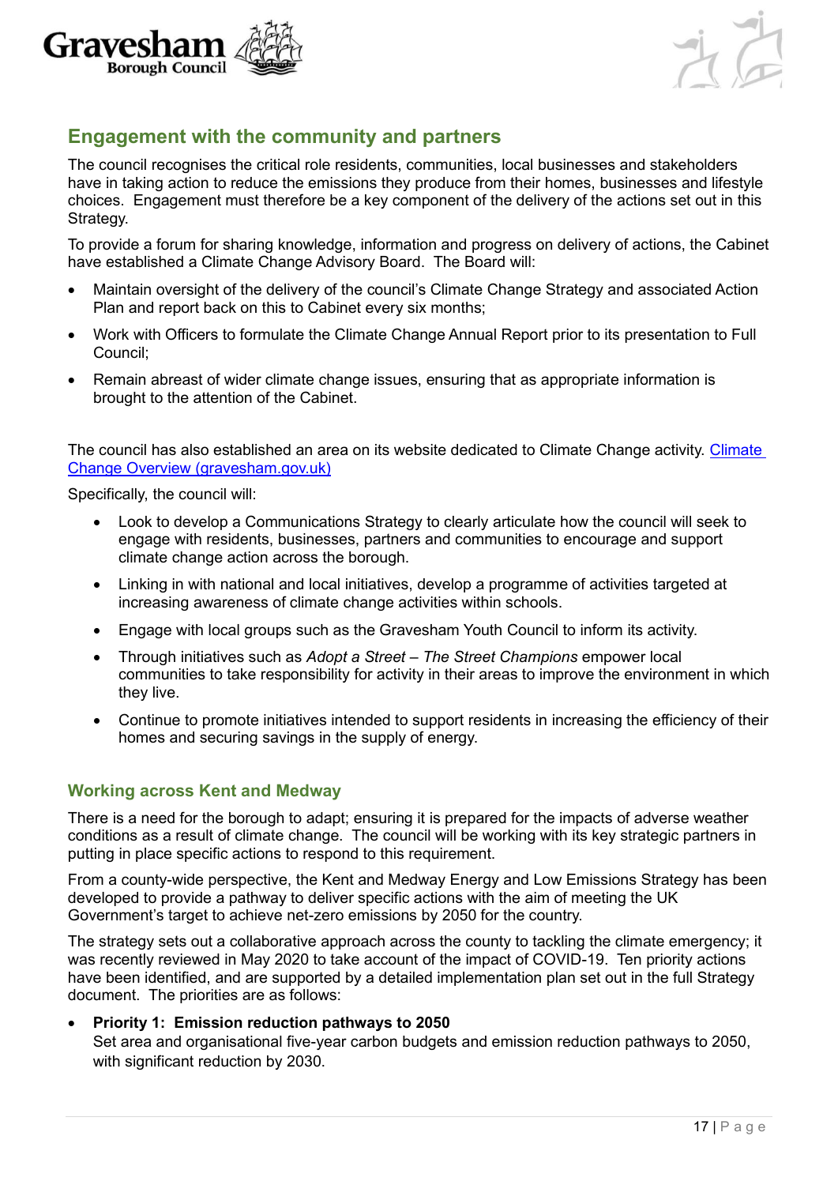## Engagement with the community and partners

The council recognises the critical role residents, communities, local businesses and stakeholders have in taking action to reduce the emissions they produce from their homes, businesses and lifestyle choices. Engagement must therefore be a key component of the delivery of the actions set out in this Strategy.

To provide a forum for sharing knowledge, information and progress on delivery of actions, the Cabinet have established a Climate Change Advisory Board. The Board will:

- Maintain oversight of the delivery of the council's Climate Change Strategy and associated Action Plan and report back on this to Cabinet every six months;
- Work with Officers to formulate the Climate Change Annual Report prior to its presentation to Full Council;
- Remain abreast of wider climate change issues, ensuring that as appropriate information is brought to the attention of the Cabinet.

The council has also established an area on its website dedicated to Climate Change activity. [Climate Change Overview (gravesham.gov.uk)]

Specifically, the council will:

- Look to develop a Communications Strategy to clearly articulate how the council will seek to engage with residents, businesses, partners and communities to encourage and support climate change action across the borough.
- Linking in with national and local initiatives, develop a programme of activities targeted at increasing awareness of climate change activities within schools.
- Engage with local groups such as the Gravesham Youth Council to inform its activity.
- Through initiatives such as *Adopt a Street – The Street Champions* empower local communities to take responsibility for activity in their areas to improve the environment in which they live.
- Continue to promote initiatives intended to support residents in increasing the efficiency of their homes and securing savings in the supply of energy.

### Working across Kent and Medway

There is a need for the borough to adapt; ensuring it is prepared for the impacts of adverse weather conditions as a result of climate change. The council will be working with its key strategic partners in putting in place specific actions to respond to this requirement.

From a county-wide perspective, the Kent and Medway Energy and Low Emissions Strategy has been developed to provide a pathway to deliver specific actions with the aim of meeting the UK Government's target to achieve net-zero emissions by 2050 for the country.

The strategy sets out a collaborative approach across the county to tackling the climate emergency; it was recently reviewed in May 2020 to take account of the impact of COVID-19. Ten priority actions have been identified, and are supported by a detailed implementation plan set out in the full Strategy document. The priorities are as follows:

- **Priority 1: Emission reduction pathways to 2050**
  Set area and organisational five-year carbon budgets and emission reduction pathways to 2050, with significant reduction by 2030.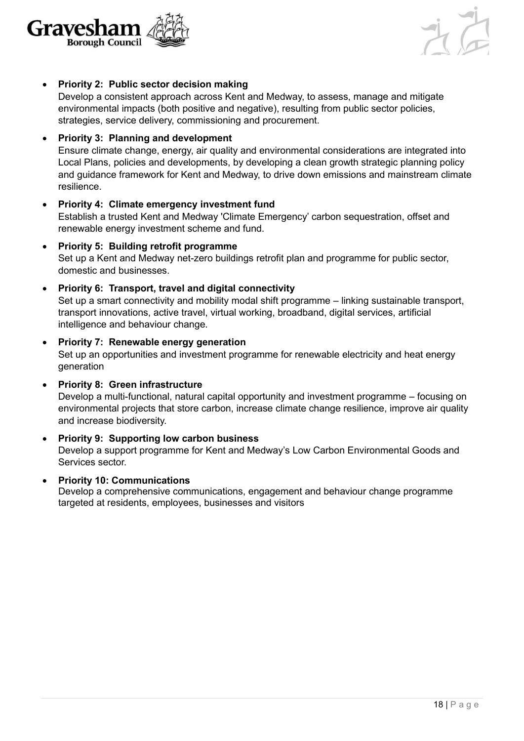- **Priority 2: Public sector decision making**
  Develop a consistent approach across Kent and Medway, to assess, manage and mitigate environmental impacts (both positive and negative), resulting from public sector policies, strategies, service delivery, commissioning and procurement.

- **Priority 3: Planning and development**
  Ensure climate change, energy, air quality and environmental considerations are integrated into Local Plans, policies and developments, by developing a clean growth strategic planning policy and guidance framework for Kent and Medway, to drive down emissions and mainstream climate resilience.

- **Priority 4: Climate emergency investment fund**
  Establish a trusted Kent and Medway 'Climate Emergency' carbon sequestration, offset and renewable energy investment scheme and fund.

- **Priority 5: Building retrofit programme**
  Set up a Kent and Medway net-zero buildings retrofit plan and programme for public sector, domestic and businesses.

- **Priority 6: Transport, travel and digital connectivity**
  Set up a smart connectivity and mobility modal shift programme – linking sustainable transport, transport innovations, active travel, virtual working, broadband, digital services, artificial intelligence and behaviour change.

- **Priority 7: Renewable energy generation**
  Set up an opportunities and investment programme for renewable electricity and heat energy generation

- **Priority 8: Green infrastructure**
  Develop a multi-functional, natural capital opportunity and investment programme – focusing on environmental projects that store carbon, increase climate change resilience, improve air quality and increase biodiversity.

- **Priority 9: Supporting low carbon business**
  Develop a support programme for Kent and Medway's Low Carbon Environmental Goods and Services sector.

- **Priority 10: Communications**
  Develop a comprehensive communications, engagement and behaviour change programme targeted at residents, employees, businesses and visitors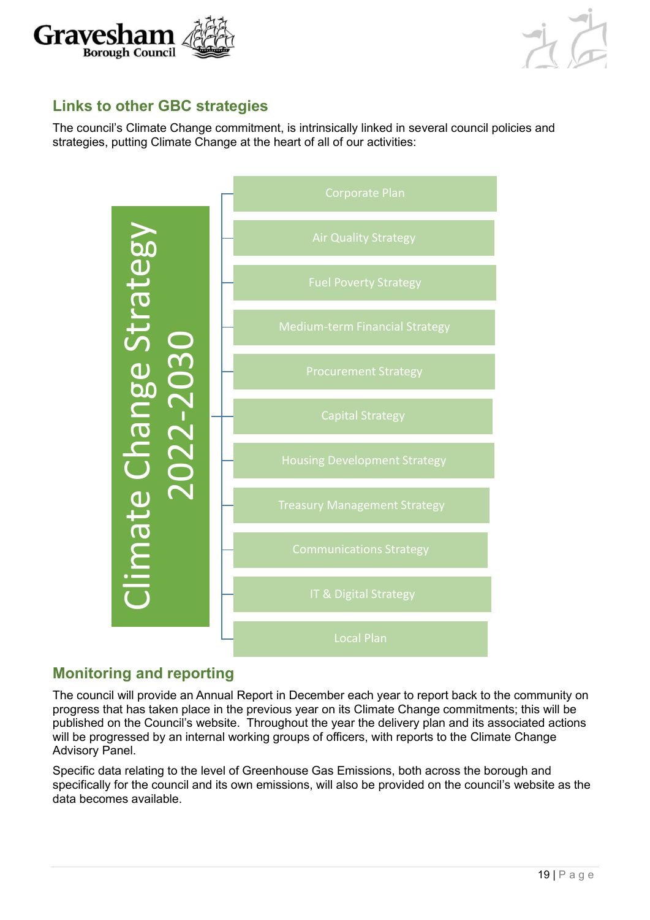## Links to other GBC strategies

The council's Climate Change commitment, is intrinsically linked in several council policies and strategies, putting Climate Change at the heart of all of our activities:

Climate Change Strategy 2022-2030

- Corporate Plan
- Air Quality Strategy
- Fuel Poverty Strategy
- Medium-term Financial Strategy
- Procurement Strategy
- Capital Strategy
- Housing Development Strategy
- Treasury Management Strategy
- Communications Strategy
- IT & Digital Strategy
- Local Plan

## Monitoring and reporting

The council will provide an Annual Report in December each year to report back to the community on progress that has taken place in the previous year on its Climate Change commitments; this will be published on the Council's website. Throughout the year the delivery plan and its associated actions will be progressed by an internal working groups of officers, with reports to the Climate Change Advisory Panel.

Specific data relating to the level of Greenhouse Gas Emissions, both across the borough and specifically for the council and its own emissions, will also be provided on the council's website as the data becomes available.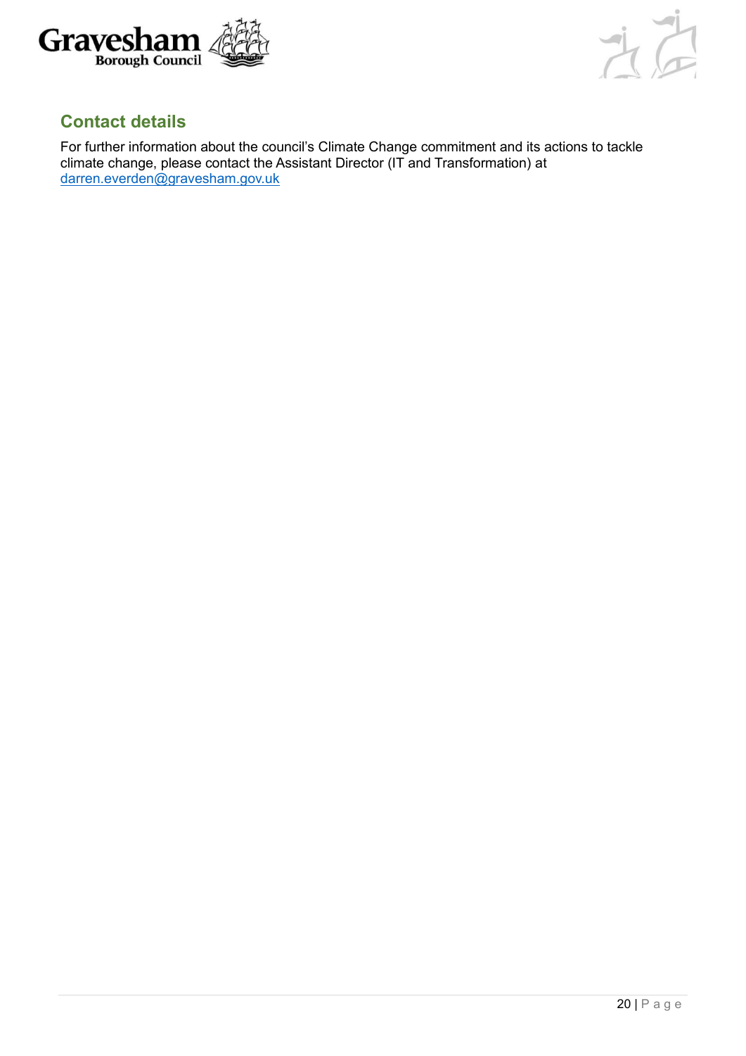## Contact details

For further information about the council's Climate Change commitment and its actions to tackle climate change, please contact the Assistant Director (IT and Transformation) at darren.everden@gravesham.gov.uk